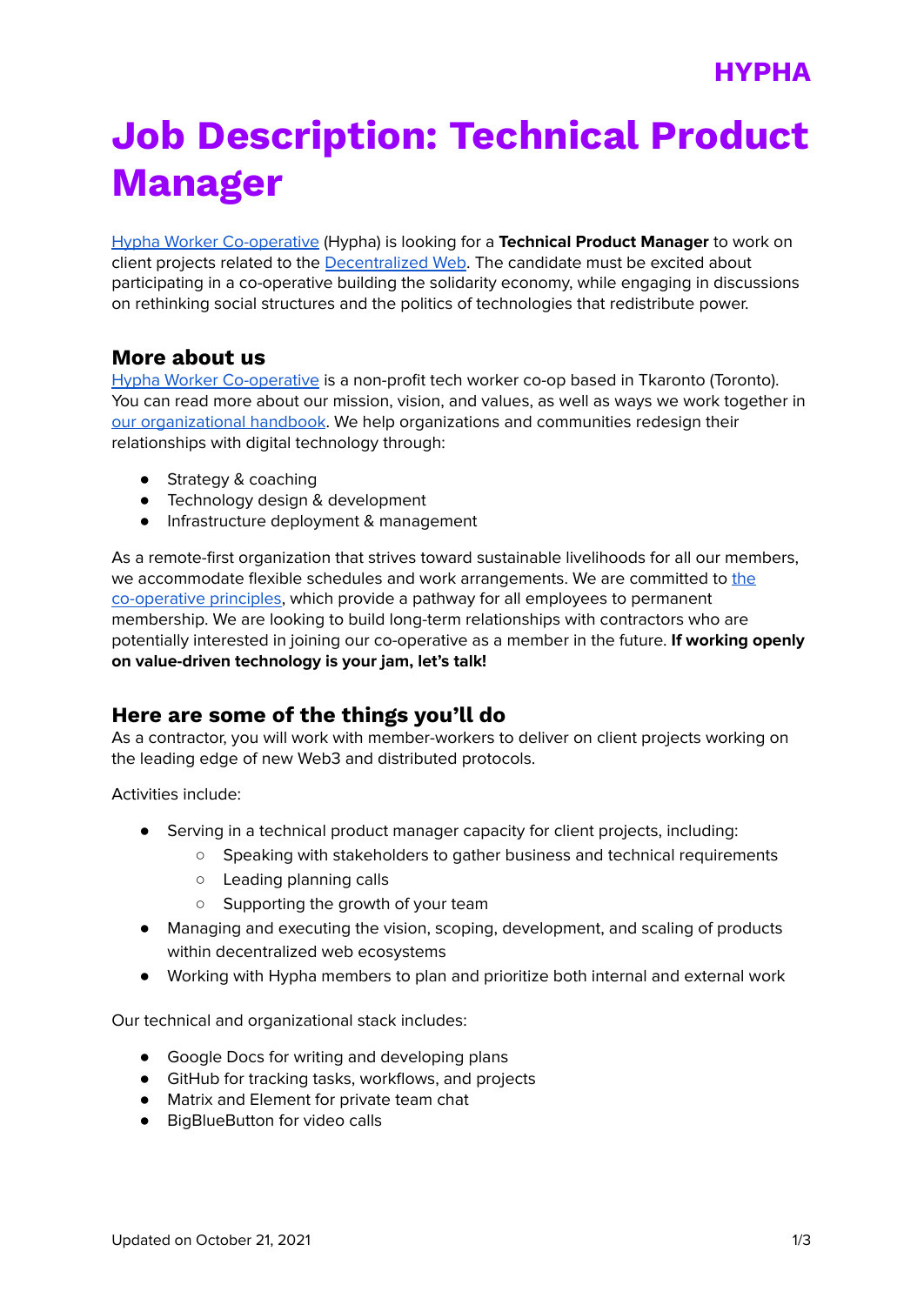# Job Description: Technical Product Manager

Hypha Worker Co-operative (Hypha) is looking for a **Technical Product Manager** to work on client projects related to the Decentralized Web. The candidate must be excited about participating in a co-operative building the solidarity economy, while engaging in discussions on rethinking social structures and the politics of technologies that redistribute power.

## More about us

Hypha Worker Co-operative is a non-profit tech worker co-op based in Tkaronto (Toronto). You can read more about our mission, vision, and values, as well as ways we work together in our organizational handbook. We help organizations and communities redesign their relationships with digital technology through:

- Strategy & coaching
- Technology design & development
- Infrastructure deployment & management

As a remote-first organization that strives toward sustainable livelihoods for all our members, we accommodate flexible schedules and work arrangements. We are committed to the co-operative principles, which provide a pathway for all employees to permanent membership. We are looking to build long-term relationships with contractors who are potentially interested in joining our co-operative as a member in the future. **If working openly on value-driven technology is your jam, let's talk!**

## Here are some of the things you'll do

As a contractor, you will work with member-workers to deliver on client projects working on the leading edge of new Web3 and distributed protocols.

Activities include:

- Serving in a technical product manager capacity for client projects, including:
  - Speaking with stakeholders to gather business and technical requirements
  - Leading planning calls
  - Supporting the growth of your team
- Managing and executing the vision, scoping, development, and scaling of products within decentralized web ecosystems
- Working with Hypha members to plan and prioritize both internal and external work

Our technical and organizational stack includes:

- Google Docs for writing and developing plans
- GitHub for tracking tasks, workflows, and projects
- Matrix and Element for private team chat
- BigBlueButton for video calls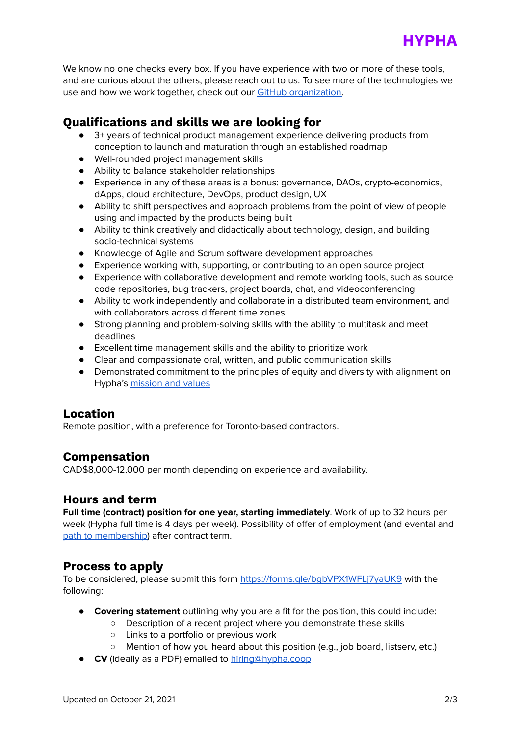We know no one checks every box. If you have experience with two or more of these tools, and are curious about the others, please reach out to us. To see more of the technologies we use and how we work together, check out our [GitHub organization](GitHub organization).

## Qualifications and skills we are looking for

- 3+ years of technical product management experience delivering products from conception to launch and maturation through an established roadmap
- Well-rounded project management skills
- Ability to balance stakeholder relationships
- Experience in any of these areas is a bonus: governance, DAOs, crypto-economics, dApps, cloud architecture, DevOps, product design, UX
- Ability to shift perspectives and approach problems from the point of view of people using and impacted by the products being built
- Ability to think creatively and didactically about technology, design, and building socio-technical systems
- Knowledge of Agile and Scrum software development approaches
- Experience working with, supporting, or contributing to an open source project
- Experience with collaborative development and remote working tools, such as source code repositories, bug trackers, project boards, chat, and videoconferencing
- Ability to work independently and collaborate in a distributed team environment, and with collaborators across different time zones
- Strong planning and problem-solving skills with the ability to multitask and meet deadlines
- Excellent time management skills and the ability to prioritize work
- Clear and compassionate oral, written, and public communication skills
- Demonstrated commitment to the principles of equity and diversity with alignment on Hypha's mission and values

## Location

Remote position, with a preference for Toronto-based contractors.

## Compensation

CAD$8,000-12,000 per month depending on experience and availability.

## Hours and term

**Full time (contract) position for one year, starting immediately**. Work of up to 32 hours per week (Hypha full time is 4 days per week). Possibility of offer of employment (and evental and path to membership) after contract term.

## Process to apply

To be considered, please submit this form https://forms.gle/bqbVPX1WFLj7yaUK9 with the following:

- **Covering statement** outlining why you are a fit for the position, this could include:
  - Description of a recent project where you demonstrate these skills
  - Links to a portfolio or previous work
  - Mention of how you heard about this position (e.g., job board, listserv, etc.)
- **CV** (ideally as a PDF) emailed to hiring@hypha.coop

Updated on October 21, 2021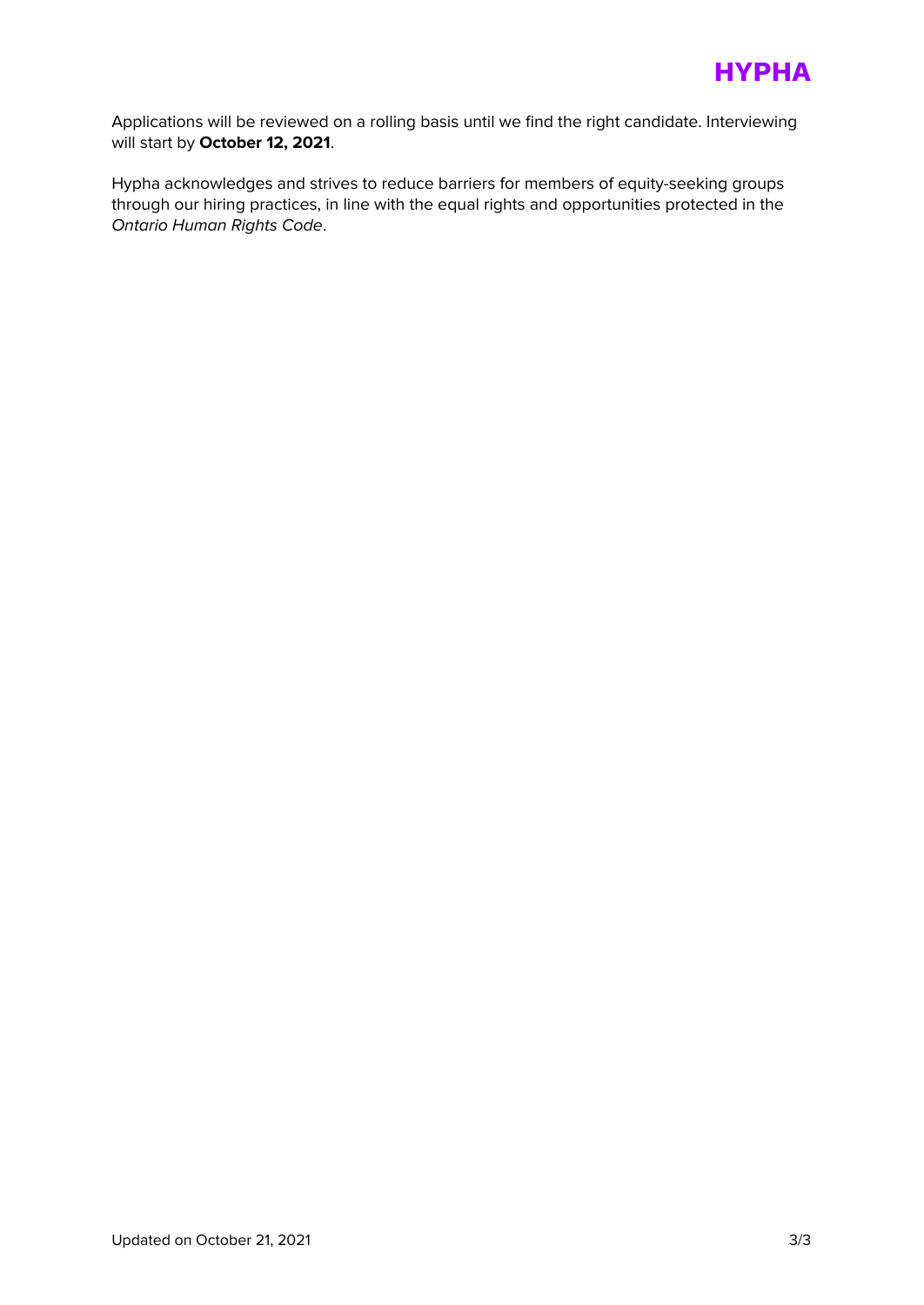Applications will be reviewed on a rolling basis until we find the right candidate. Interviewing will start by **October 12, 2021**.

Hypha acknowledges and strives to reduce barriers for members of equity-seeking groups through our hiring practices, in line with the equal rights and opportunities protected in the *Ontario Human Rights Code*.

Updated on October 21, 2021